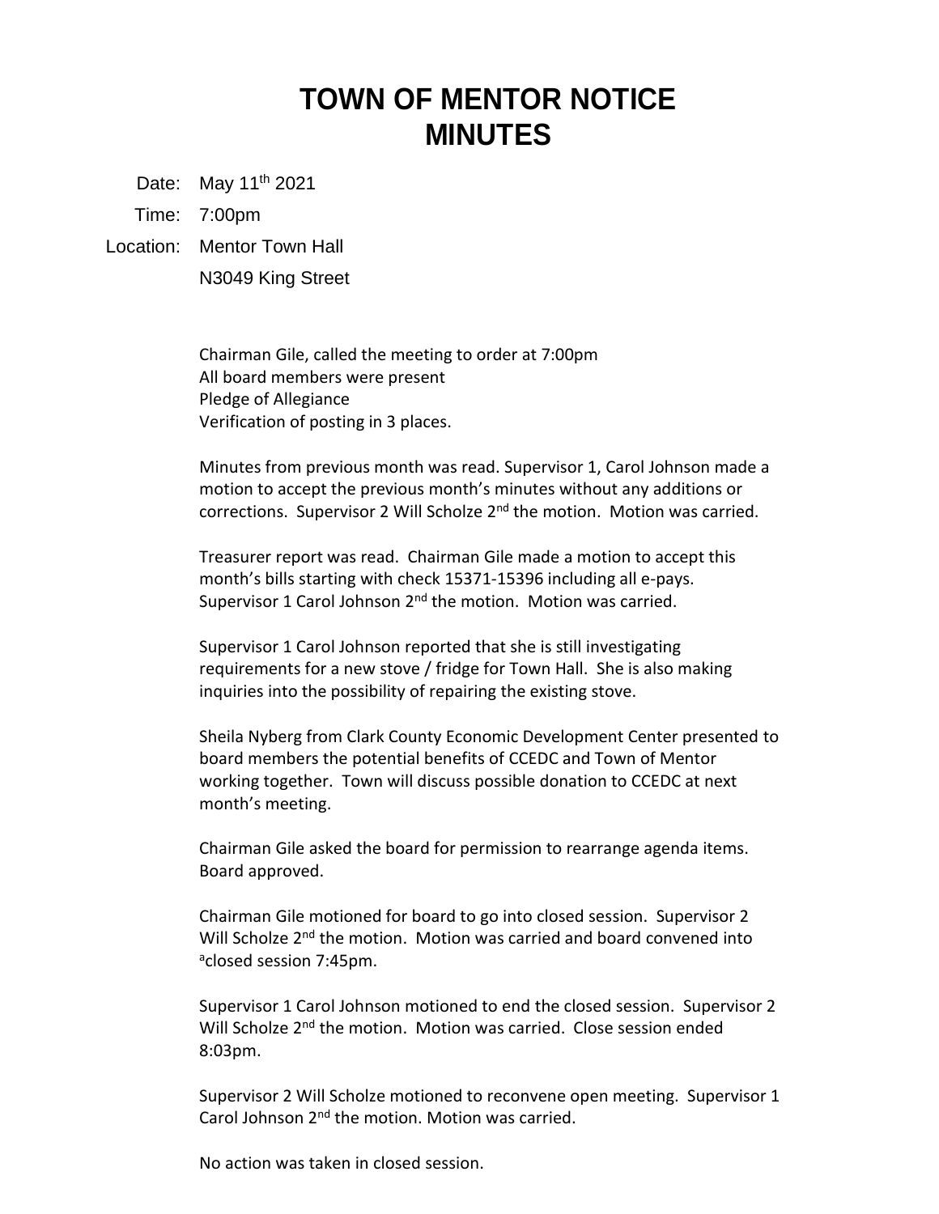# TOWN OF MENTOR NOTICE
# MINUTES

Date: May 11th 2021

Time: 7:00pm

Location: Mentor Town Hall

N3049 King Street

Chairman Gile, called the meeting to order at 7:00pm
All board members were present
Pledge of Allegiance
Verification of posting in 3 places.

Minutes from previous month was read. Supervisor 1, Carol Johnson made a motion to accept the previous month's minutes without any additions or corrections. Supervisor 2 Will Scholze 2nd the motion. Motion was carried.

Treasurer report was read. Chairman Gile made a motion to accept this month's bills starting with check 15371-15396 including all e-pays. Supervisor 1 Carol Johnson 2nd the motion. Motion was carried.

Supervisor 1 Carol Johnson reported that she is still investigating requirements for a new stove / fridge for Town Hall. She is also making inquiries into the possibility of repairing the existing stove.

Sheila Nyberg from Clark County Economic Development Center presented to board members the potential benefits of CCEDC and Town of Mentor working together. Town will discuss possible donation to CCEDC at next month's meeting.

Chairman Gile asked the board for permission to rearrange agenda items. Board approved.

Chairman Gile motioned for board to go into closed session. Supervisor 2 Will Scholze 2nd the motion. Motion was carried and board convened into [a]closed session 7:45pm.

Supervisor 1 Carol Johnson motioned to end the closed session. Supervisor 2 Will Scholze 2nd the motion. Motion was carried. Close session ended 8:03pm.

Supervisor 2 Will Scholze motioned to reconvene open meeting. Supervisor 1 Carol Johnson 2nd the motion. Motion was carried.

No action was taken in closed session.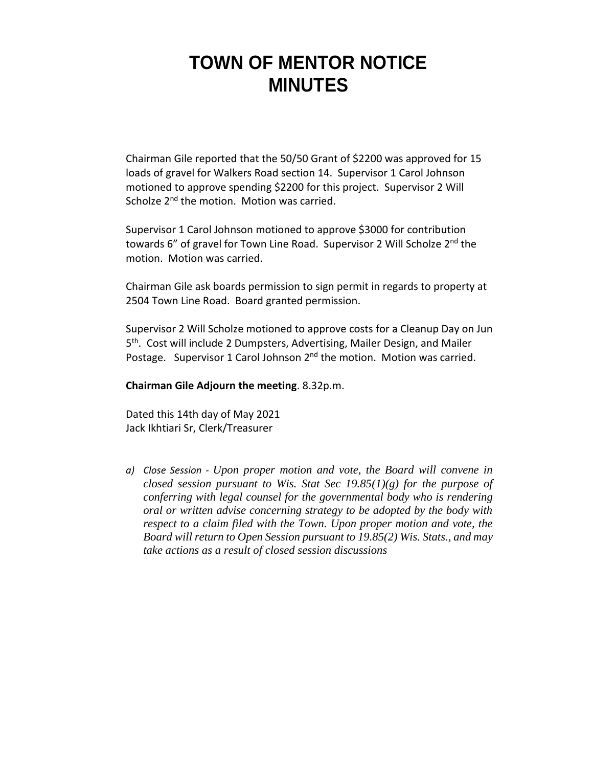# TOWN OF MENTOR NOTICE MINUTES

Chairman Gile reported that the 50/50 Grant of $2200 was approved for 15 loads of gravel for Walkers Road section 14. Supervisor 1 Carol Johnson motioned to approve spending $2200 for this project. Supervisor 2 Will Scholze 2nd the motion. Motion was carried.

Supervisor 1 Carol Johnson motioned to approve $3000 for contribution towards 6" of gravel for Town Line Road. Supervisor 2 Will Scholze 2nd the motion. Motion was carried.

Chairman Gile ask boards permission to sign permit in regards to property at 2504 Town Line Road. Board granted permission.

Supervisor 2 Will Scholze motioned to approve costs for a Cleanup Day on Jun 5th. Cost will include 2 Dumpsters, Advertising, Mailer Design, and Mailer Postage. Supervisor 1 Carol Johnson 2nd the motion. Motion was carried.

**Chairman Gile Adjourn the meeting**. 8.32p.m.

Dated this 14th day of May 2021
Jack Ikhtiari Sr, Clerk/Treasurer

a) *Close Session - Upon proper motion and vote, the Board will convene in closed session pursuant to Wis. Stat Sec 19.85(1)(g) for the purpose of conferring with legal counsel for the governmental body who is rendering oral or written advise concerning strategy to be adopted by the body with respect to a claim filed with the Town. Upon proper motion and vote, the Board will return to Open Session pursuant to 19.85(2) Wis. Stats., and may take actions as a result of closed session discussions*